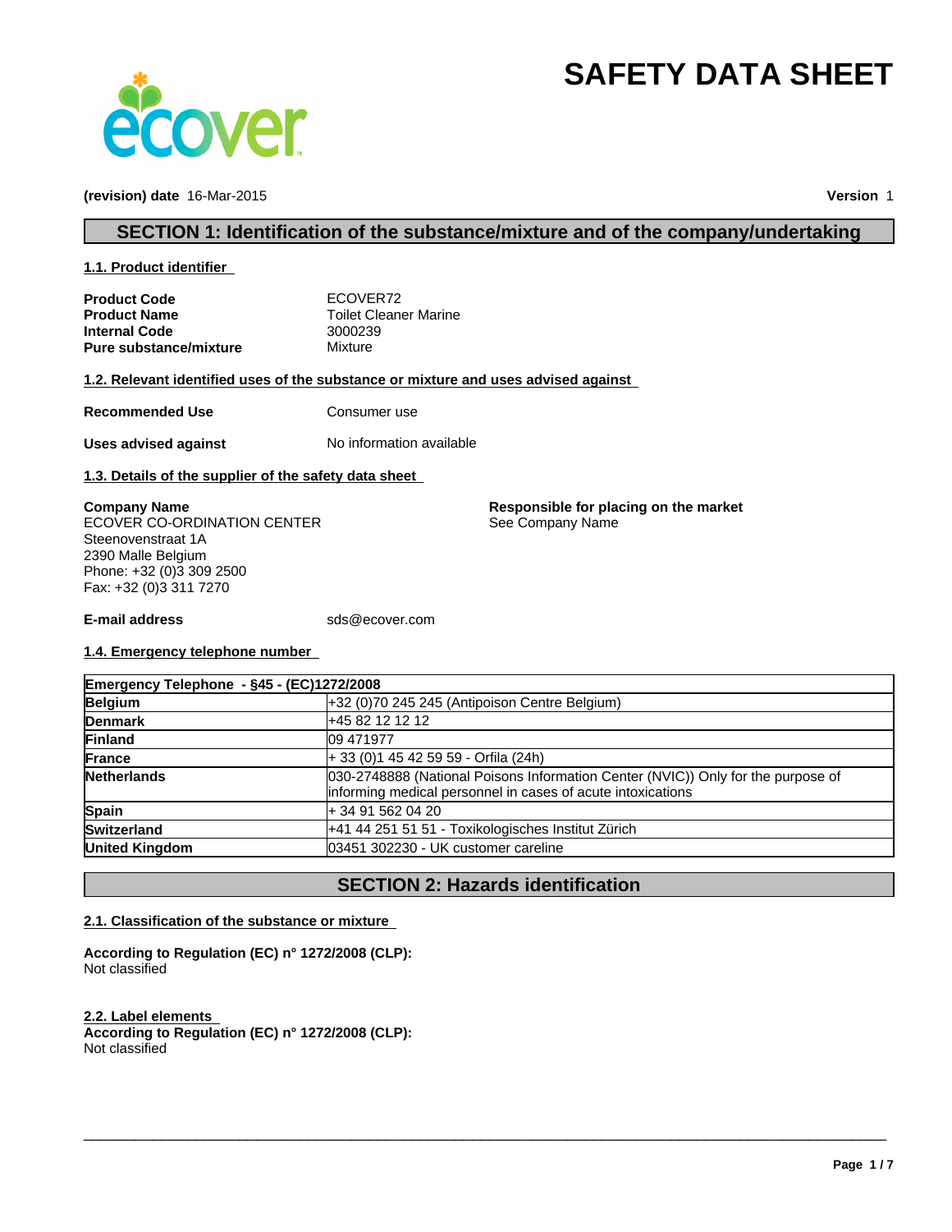# SAFETY DATA SHEET

**(revision) date** 16-Mar-2015 **Version** 1

## SECTION 1: Identification of the substance/mixture and of the company/undertaking

### 1.1. Product identifier

**Product Code** ECOVER72
**Product Name** Toilet Cleaner Marine
**Internal Code** 3000239
**Pure substance/mixture** Mixture

### 1.2. Relevant identified uses of the substance or mixture and uses advised against

**Recommended Use** Consumer use

**Uses advised against** No information available

### 1.3. Details of the supplier of the safety data sheet

**Company Name**
ECOVER CO-ORDINATION CENTER
Steenovenstraat 1A
2390 Malle Belgium
Phone: +32 (0)3 309 2500
Fax: +32 (0)3 311 7270

**Responsible for placing on the market**
See Company Name

**E-mail address** sds@ecover.com

### 1.4. Emergency telephone number

| Emergency Telephone - §45 - (EC)1272/2008 | |
|---|---|
| **Belgium** | +32 (0)70 245 245 (Antipoison Centre Belgium) |
| **Denmark** | +45 82 12 12 12 |
| **Finland** | 09 471977 |
| **France** | + 33 (0)1 45 42 59 59 - Orfila (24h) |
| **Netherlands** | 030-2748888 (National Poisons Information Center (NVIC)) Only for the purpose of informing medical personnel in cases of acute intoxications |
| **Spain** | + 34 91 562 04 20 |
| **Switzerland** | +41 44 251 51 51 - Toxikologisches Institut Zürich |
| **United Kingdom** | 03451 302230 - UK customer careline |

## SECTION 2: Hazards identification

### 2.1. Classification of the substance or mixture

**According to Regulation (EC) n° 1272/2008 (CLP):**
Not classified

### 2.2. Label elements

**According to Regulation (EC) n° 1272/2008 (CLP):**
Not classified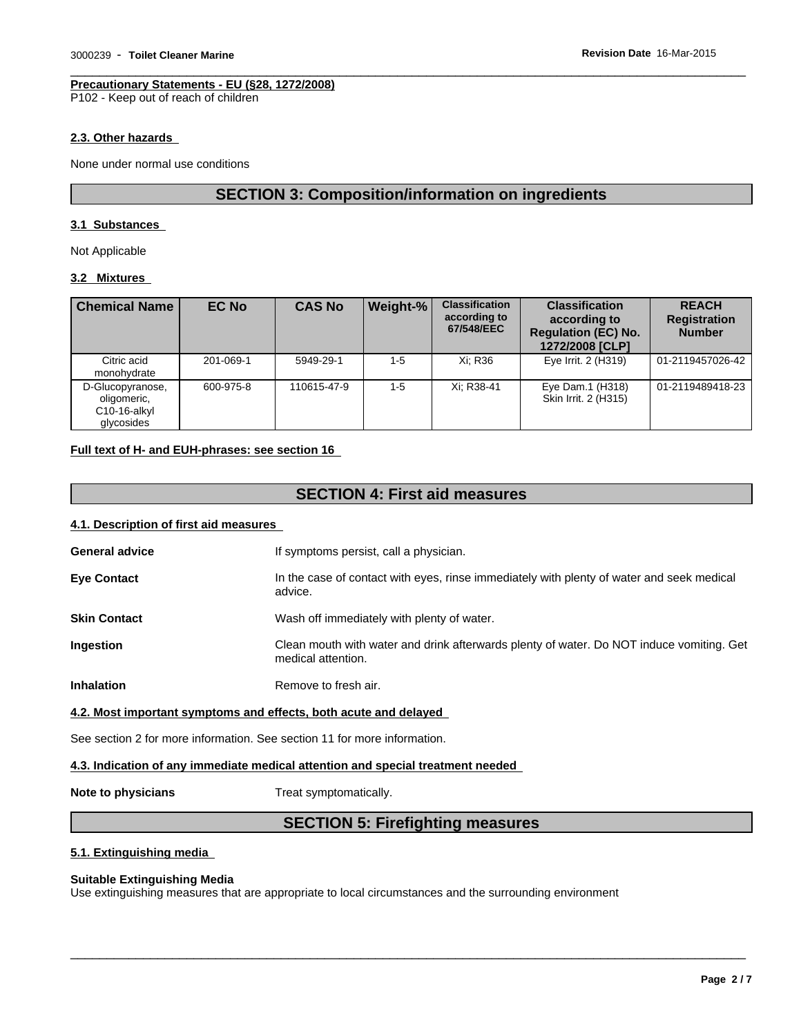**Precautionary Statements - EU (§28, 1272/2008)**
P102 - Keep out of reach of children

### 2.3. Other hazards

None under normal use conditions

## SECTION 3: Composition/information on ingredients

### 3.1 Substances

Not Applicable

### 3.2 Mixtures

| Chemical Name | EC No | CAS No | Weight-% | Classification according to 67/548/EEC | Classification according to Regulation (EC) No. 1272/2008 [CLP] | REACH Registration Number |
|---|---|---|---|---|---|---|
| Citric acid monohydrate | 201-069-1 | 5949-29-1 | 1-5 | Xi; R36 | Eye Irrit. 2 (H319) | 01-2119457026-42 |
| D-Glucopyranose, oligomeric, C10-16-alkyl glycosides | 600-975-8 | 110615-47-9 | 1-5 | Xi; R38-41 | Eye Dam.1 (H318) Skin Irrit. 2 (H315) | 01-2119489418-23 |

**Full text of H- and EUH-phrases: see section 16**

## SECTION 4: First aid measures

### 4.1. Description of first aid measures

**General advice** If symptoms persist, call a physician.

**Eye Contact** In the case of contact with eyes, rinse immediately with plenty of water and seek medical advice.

**Skin Contact** Wash off immediately with plenty of water.

**Ingestion** Clean mouth with water and drink afterwards plenty of water. Do NOT induce vomiting. Get medical attention.

**Inhalation** Remove to fresh air.

### 4.2. Most important symptoms and effects, both acute and delayed

See section 2 for more information. See section 11 for more information.

### 4.3. Indication of any immediate medical attention and special treatment needed

**Note to physicians** Treat symptomatically.

## SECTION 5: Firefighting measures

### 5.1. Extinguishing media

**Suitable Extinguishing Media**
Use extinguishing measures that are appropriate to local circumstances and the surrounding environment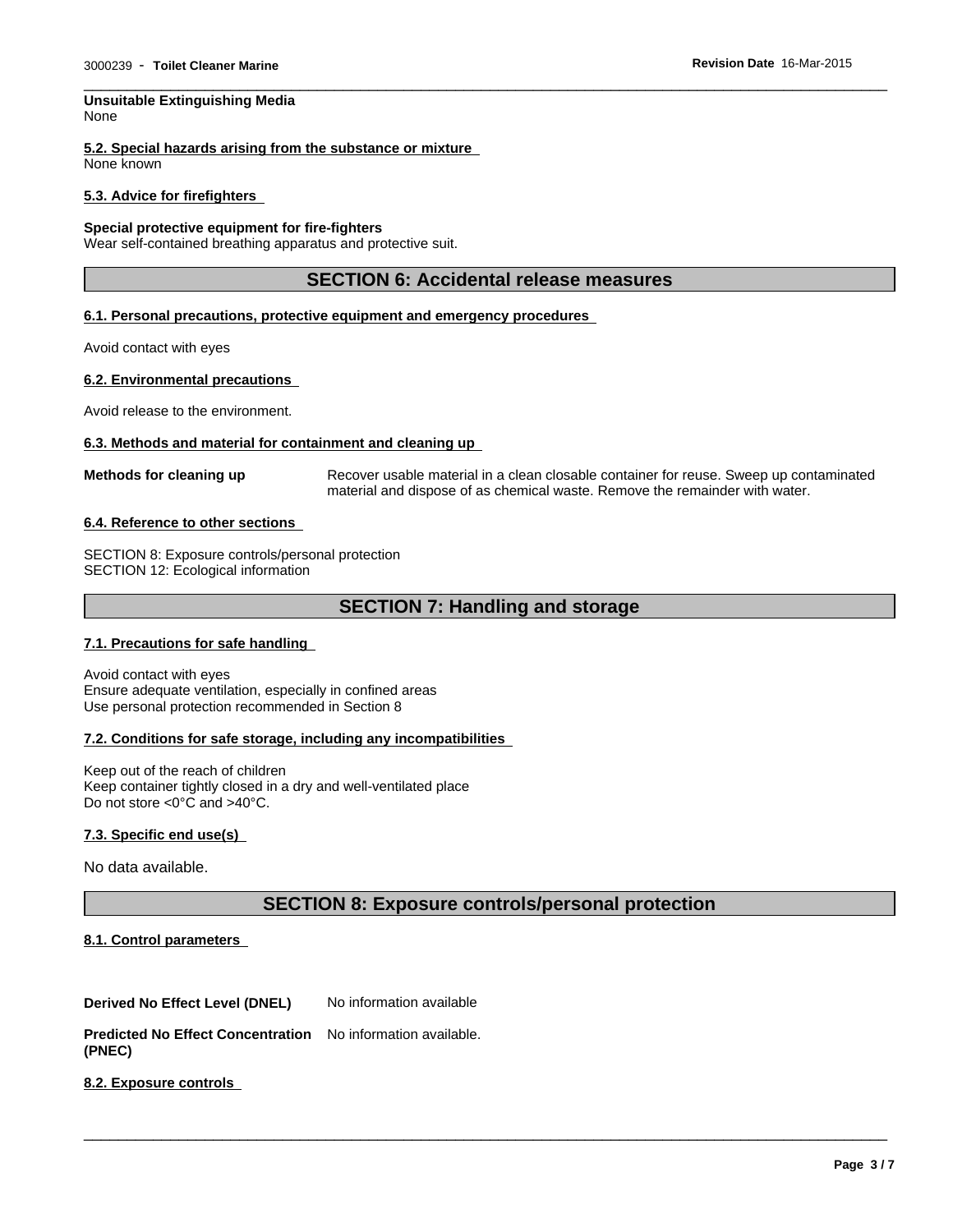**Unsuitable Extinguishing Media**
None

**5.2. Special hazards arising from the substance or mixture**
None known

**5.3. Advice for firefighters**

**Special protective equipment for fire-fighters**
Wear self-contained breathing apparatus and protective suit.

## SECTION 6: Accidental release measures

**6.1. Personal precautions, protective equipment and emergency procedures**

Avoid contact with eyes

**6.2. Environmental precautions**

Avoid release to the environment.

**6.3. Methods and material for containment and cleaning up**

**Methods for cleaning up** Recover usable material in a clean closable container for reuse. Sweep up contaminated material and dispose of as chemical waste. Remove the remainder with water.

**6.4. Reference to other sections**

SECTION 8: Exposure controls/personal protection
SECTION 12: Ecological information

## SECTION 7: Handling and storage

**7.1. Precautions for safe handling**

Avoid contact with eyes
Ensure adequate ventilation, especially in confined areas
Use personal protection recommended in Section 8

**7.2. Conditions for safe storage, including any incompatibilities**

Keep out of the reach of children
Keep container tightly closed in a dry and well-ventilated place
Do not store <0°C and >40°C.

**7.3. Specific end use(s)**

No data available.

## SECTION 8: Exposure controls/personal protection

**8.1. Control parameters**

**Derived No Effect Level (DNEL)** No information available

**Predicted No Effect Concentration (PNEC)** No information available.

**8.2. Exposure controls**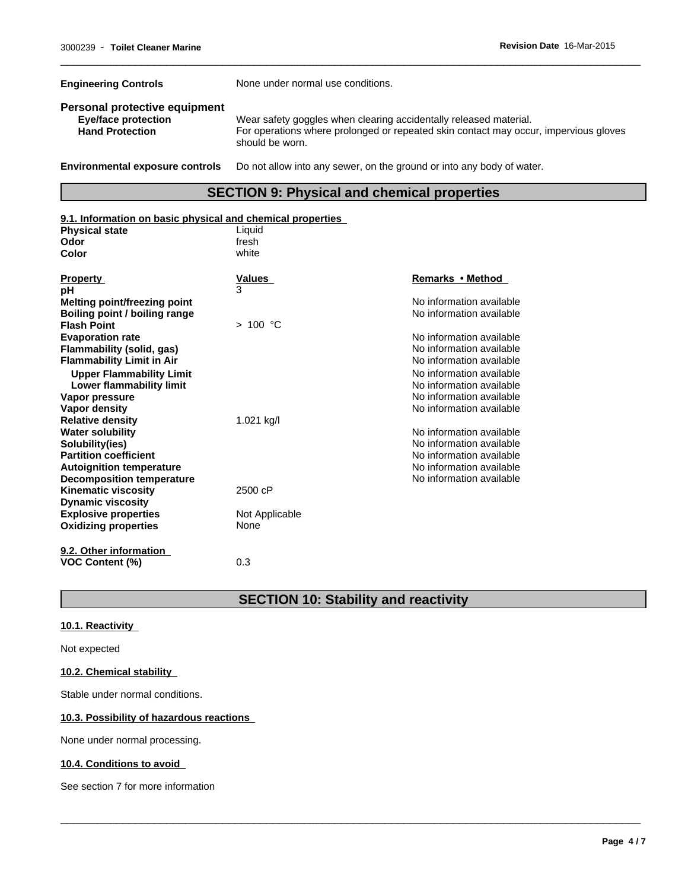| | |
|---|---|
| **Engineering Controls** | None under normal use conditions. |

**Personal protective equipment**

| | |
|---|---|
| **Eye/face protection** | Wear safety goggles when clearing accidentally released material. |
| **Hand Protection** | For operations where prolonged or repeated skin contact may occur, impervious gloves should be worn. |

| | |
|---|---|
| **Environmental exposure controls** | Do not allow into any sewer, on the ground or into any body of water. |

## SECTION 9: Physical and chemical properties

### 9.1. Information on basic physical and chemical properties

| | |
|---|---|
| **Physical state** | Liquid |
| **Odor** | fresh |
| **Color** | white |

| Property | Values | Remarks • Method |
|---|---|---|
| **pH** | 3 | |
| **Melting point/freezing point** | | No information available |
| **Boiling point / boiling range** | | No information available |
| **Flash Point** | > 100 °C | |
| **Evaporation rate** | | No information available |
| **Flammability (solid, gas)** | | No information available |
| **Flammability Limit in Air** | | No information available |
| **Upper Flammability Limit** | | No information available |
| **Lower flammability limit** | | No information available |
| **Vapor pressure** | | No information available |
| **Vapor density** | | No information available |
| **Relative density** | 1.021 kg/l | |
| **Water solubility** | | No information available |
| **Solubility(ies)** | | No information available |
| **Partition coefficient** | | No information available |
| **Autoignition temperature** | | No information available |
| **Decomposition temperature** | | No information available |
| **Kinematic viscosity** | 2500 cP | |
| **Dynamic viscosity** | | |
| **Explosive properties** | Not Applicable | |
| **Oxidizing properties** | None | |

### 9.2. Other information

| | |
|---|---|
| **VOC Content (%)** | 0.3 |

## SECTION 10: Stability and reactivity

### 10.1. Reactivity

Not expected

### 10.2. Chemical stability

Stable under normal conditions.

### 10.3. Possibility of hazardous reactions

None under normal processing.

### 10.4. Conditions to avoid

See section 7 for more information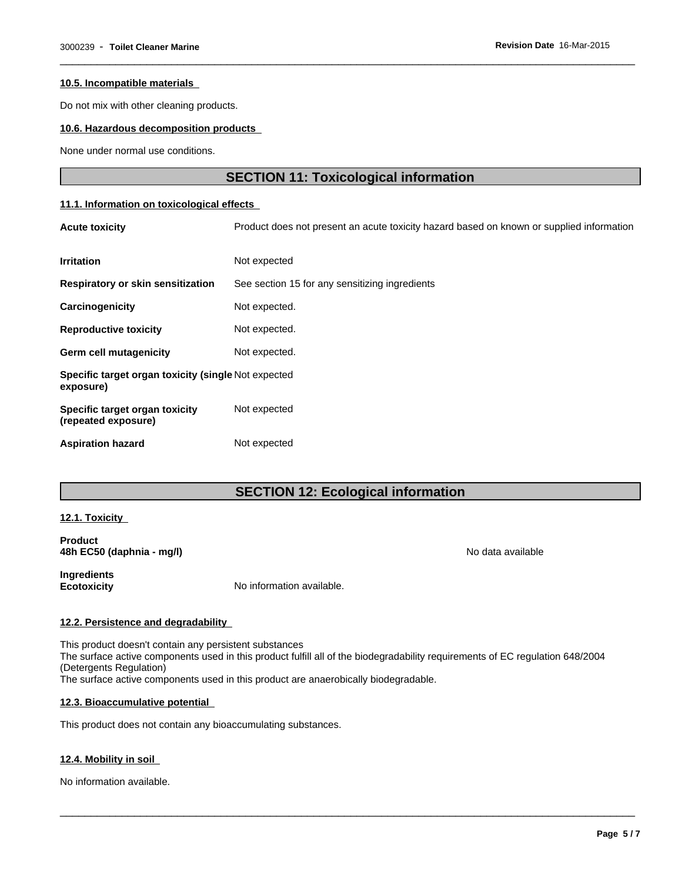#### 10.5. Incompatible materials

Do not mix with other cleaning products.

#### 10.6. Hazardous decomposition products

None under normal use conditions.

## SECTION 11: Toxicological information

#### 11.1. Information on toxicological effects

| | |
|---|---|
| **Acute toxicity** | Product does not present an acute toxicity hazard based on known or supplied information |
| **Irritation** | Not expected |
| **Respiratory or skin sensitization** | See section 15 for any sensitizing ingredients |
| **Carcinogenicity** | Not expected. |
| **Reproductive toxicity** | Not expected. |
| **Germ cell mutagenicity** | Not expected. |
| **Specific target organ toxicity (single exposure)** | Not expected |
| **Specific target organ toxicity (repeated exposure)** | Not expected |
| **Aspiration hazard** | Not expected |

## SECTION 12: Ecological information

#### 12.1. Toxicity

**Product**
**48h EC50 (daphnia - mg/l)** No data available

**Ingredients**
**Ecotoxicity** No information available.

#### 12.2. Persistence and degradability

This product doesn't contain any persistent substances
The surface active components used in this product fulfill all of the biodegradability requirements of EC regulation 648/2004 (Detergents Regulation)
The surface active components used in this product are anaerobically biodegradable.

#### 12.3. Bioaccumulative potential

This product does not contain any bioaccumulating substances.

#### 12.4. Mobility in soil

No information available.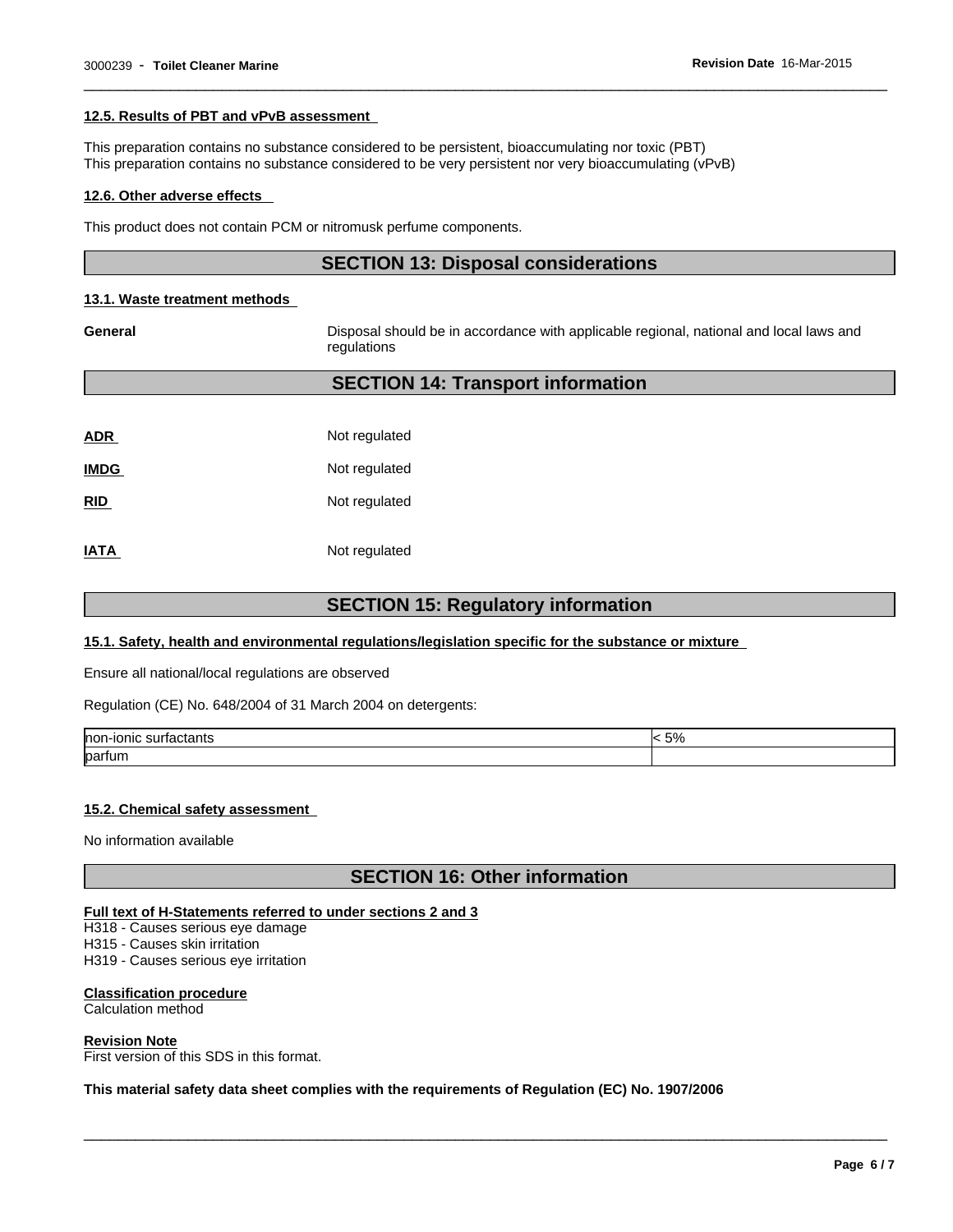#### 12.5. Results of PBT and vPvB assessment

This preparation contains no substance considered to be persistent, bioaccumulating nor toxic (PBT)
This preparation contains no substance considered to be very persistent nor very bioaccumulating (vPvB)

#### 12.6. Other adverse effects

This product does not contain PCM or nitromusk perfume components.

## SECTION 13: Disposal considerations

#### 13.1. Waste treatment methods

**General** Disposal should be in accordance with applicable regional, national and local laws and regulations

## SECTION 14: Transport information

**ADR** Not regulated

**IMDG** Not regulated

**RID** Not regulated

**IATA** Not regulated

## SECTION 15: Regulatory information

#### 15.1. Safety, health and environmental regulations/legislation specific for the substance or mixture

Ensure all national/local regulations are observed

Regulation (CE) No. 648/2004 of 31 March 2004 on detergents:

| | |
|---|---|
| non-ionic surfactants | < 5% |
| parfum | |

#### 15.2. Chemical safety assessment

No information available

## SECTION 16: Other information

**Full text of H-Statements referred to under sections 2 and 3**
H318 - Causes serious eye damage
H315 - Causes skin irritation
H319 - Causes serious eye irritation

**Classification procedure**
Calculation method

**Revision Note**
First version of this SDS in this format.

**This material safety data sheet complies with the requirements of Regulation (EC) No. 1907/2006**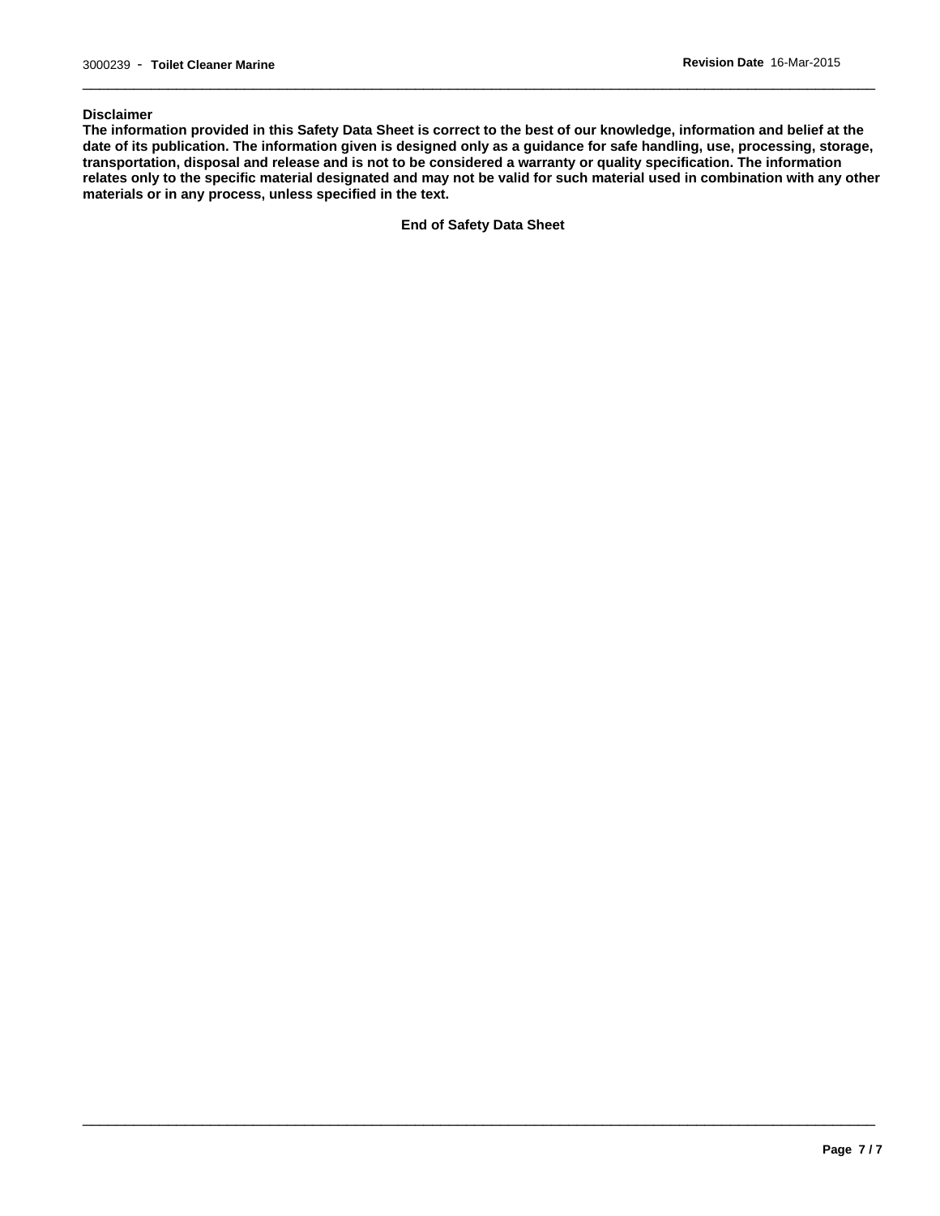**Disclaimer**

**The information provided in this Safety Data Sheet is correct to the best of our knowledge, information and belief at the date of its publication. The information given is designed only as a guidance for safe handling, use, processing, storage, transportation, disposal and release and is not to be considered a warranty or quality specification. The information relates only to the specific material designated and may not be valid for such material used in combination with any other materials or in any process, unless specified in the text.**

**End of Safety Data Sheet**